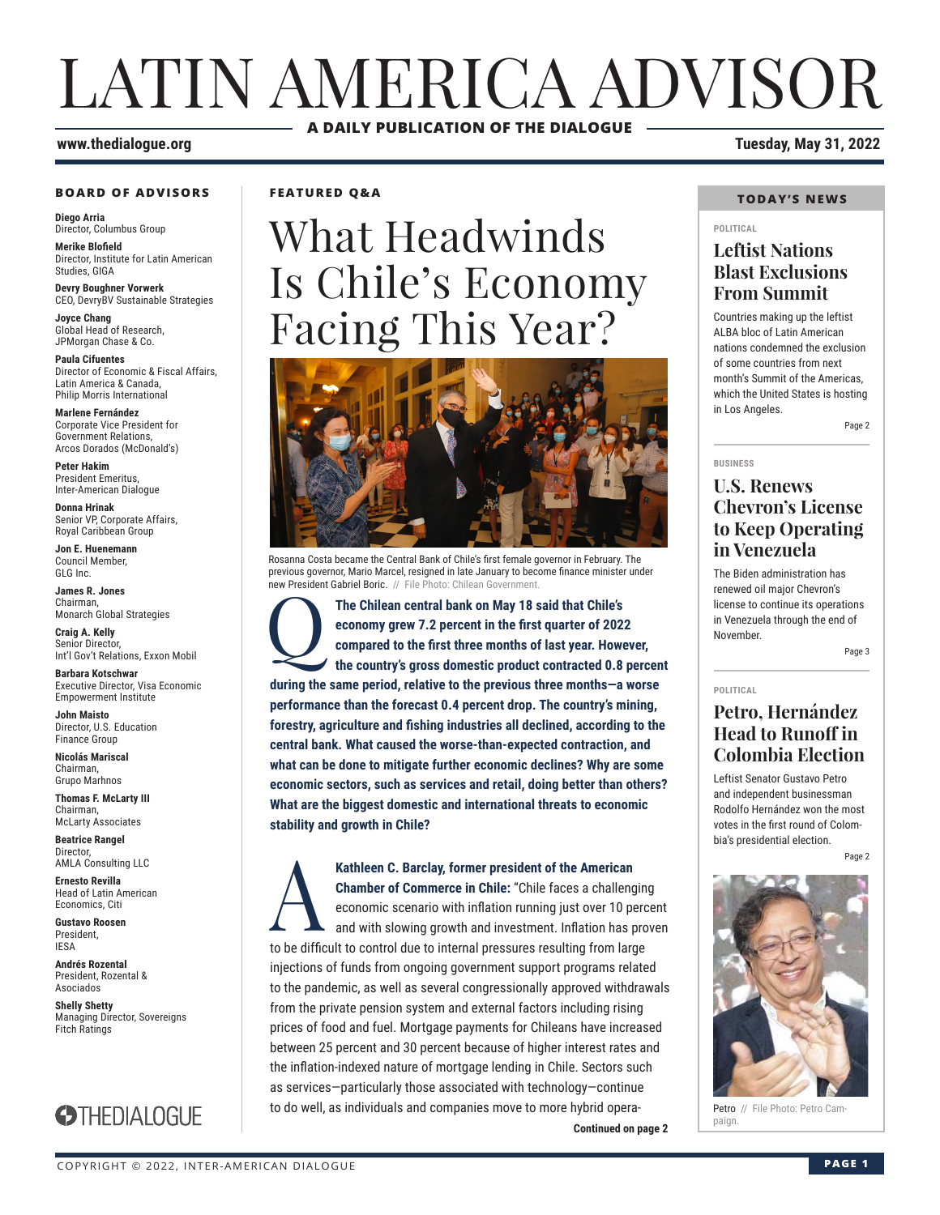# LATIN AMERICA ADVISOR

**A DAILY PUBLICATION OF THE DIALOGUE**

www.thedialogue.org

**Tuesday, May 31, 2022**

**BOARD OF ADVISORS**

**Diego Arria**
Director, Columbus Group

**Merike Blofield**
Director, Institute for Latin American Studies, GIGA

**Devry Boughner Vorwerk**
CEO, DevryBV Sustainable Strategies

**Joyce Chang**
Global Head of Research, JPMorgan Chase & Co.

**Paula Cifuentes**
Director of Economic & Fiscal Affairs, Latin America & Canada, Philip Morris International

**Marlene Fernández**
Corporate Vice President for Government Relations, Arcos Dorados (McDonald's)

**Peter Hakim**
President Emeritus, Inter-American Dialogue

**Donna Hrinak**
Senior VP, Corporate Affairs, Royal Caribbean Group

**Jon E. Huenemann**
Council Member, GLG Inc.

**James R. Jones**
Chairman, Monarch Global Strategies

**Craig A. Kelly**
Senior Director, Int'l Gov't Relations, Exxon Mobil

**Barbara Kotschwar**
Executive Director, Visa Economic Empowerment Institute

**John Maisto**
Director, U.S. Education Finance Group

**Nicolás Mariscal**
Chairman, Grupo Marhnos

**Thomas F. McLarty III**
Chairman, McLarty Associates

**Beatrice Rangel**
Director, AMLA Consulting LLC

**Ernesto Revilla**
Head of Latin American Economics, Citi

**Gustavo Roosen**
President, IESA

**Andrés Rozental**
President, Rozental & Asociados

**Shelly Shetty**
Managing Director, Sovereigns Fitch Ratings

THEDIALOGUE

**FEATURED Q&A**

## What Headwinds Is Chile's Economy Facing This Year?

Rosanna Costa became the Central Bank of Chile's first female governor in February. The previous governor, Mario Marcel, resigned in late January to become finance minister under new President Gabriel Boric. // File Photo: Chilean Government.

**Q The Chilean central bank on May 18 said that Chile's economy grew 7.2 percent in the first quarter of 2022 compared to the first three months of last year. However, the country's gross domestic product contracted 0.8 percent during the same period, relative to the previous three months—a worse performance than the forecast 0.4 percent drop. The country's mining, forestry, agriculture and fishing industries all declined, according to the central bank. What caused the worse-than-expected contraction, and what can be done to mitigate further economic declines? Why are some economic sectors, such as services and retail, doing better than others? What are the biggest domestic and international threats to economic stability and growth in Chile?**

**A Kathleen C. Barclay, former president of the American Chamber of Commerce in Chile:** "Chile faces a challenging economic scenario with inflation running just over 10 percent and with slowing growth and investment. Inflation has proven to be difficult to control due to internal pressures resulting from large injections of funds from ongoing government support programs related to the pandemic, as well as several congressionally approved withdrawals from the private pension system and external factors including rising prices of food and fuel. Mortgage payments for Chileans have increased between 25 percent and 30 percent because of higher interest rates and the inflation-indexed nature of mortgage lending in Chile. Sectors such as services—particularly those associated with technology—continue to do well, as individuals and companies move to more hybrid opera-

**Continued on page 2**

**TODAY'S NEWS**

POLITICAL

### Leftist Nations Blast Exclusions From Summit

Countries making up the leftist ALBA bloc of Latin American nations condemned the exclusion of some countries from next month's Summit of the Americas, which the United States is hosting in Los Angeles.

Page 2

BUSINESS

### U.S. Renews Chevron's License to Keep Operating in Venezuela

The Biden administration has renewed oil major Chevron's license to continue its operations in Venezuela through the end of November.

Page 3

POLITICAL

### Petro, Hernández Head to Runoff in Colombia Election

Leftist Senator Gustavo Petro and independent businessman Rodolfo Hernández won the most votes in the first round of Colombia's presidential election.

Page 2

Petro // File Photo: Petro Campaign.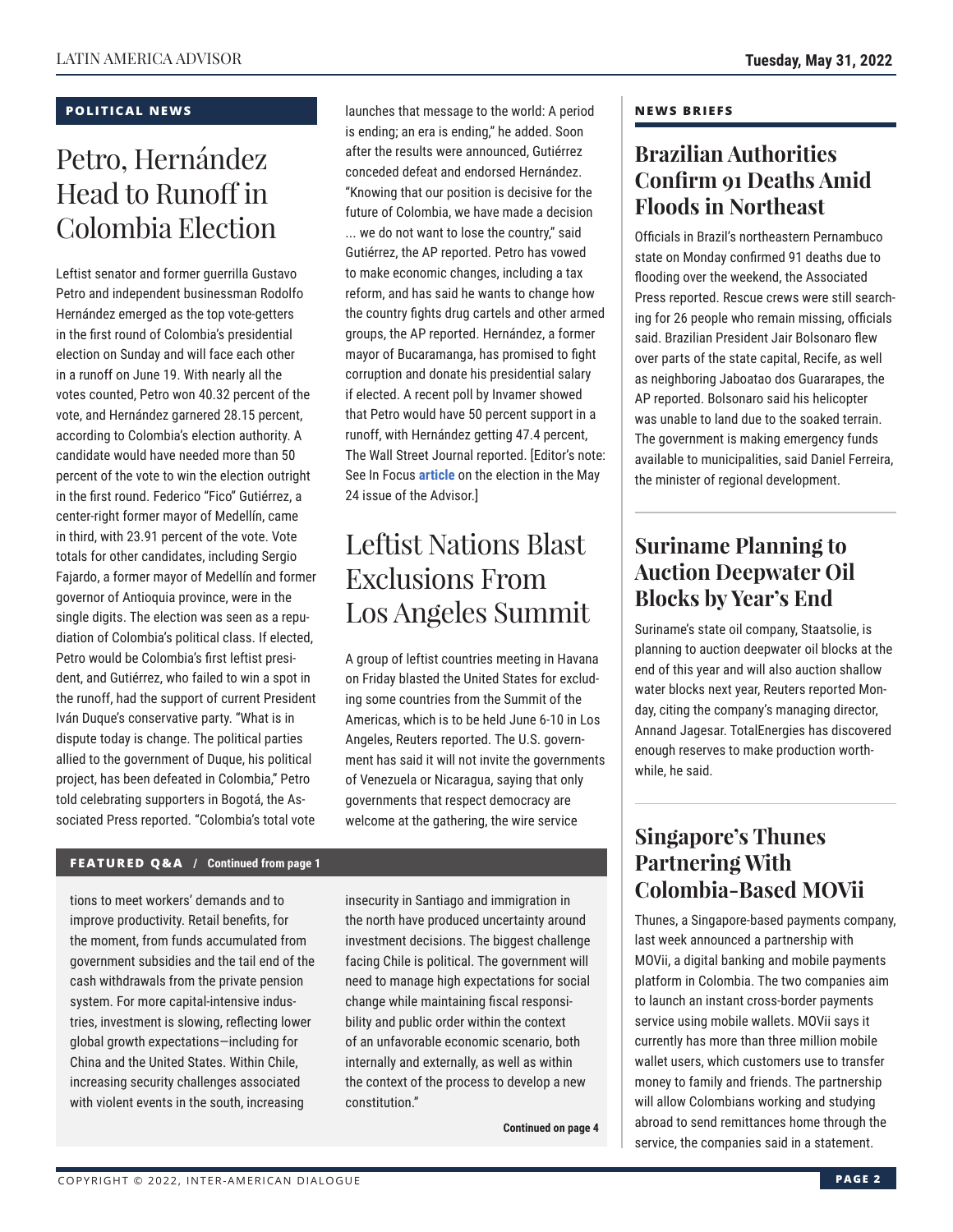## POLITICAL NEWS

# Petro, Hernández Head to Runoff in Colombia Election

Leftist senator and former guerrilla Gustavo Petro and independent businessman Rodolfo Hernández emerged as the top vote-getters in the first round of Colombia's presidential election on Sunday and will face each other in a runoff on June 19. With nearly all the votes counted, Petro won 40.32 percent of the vote, and Hernández garnered 28.15 percent, according to Colombia's election authority. A candidate would have needed more than 50 percent of the vote to win the election outright in the first round. Federico "Fico" Gutiérrez, a center-right former mayor of Medellín, came in third, with 23.91 percent of the vote. Vote totals for other candidates, including Sergio Fajardo, a former mayor of Medellín and former governor of Antioquia province, were in the single digits. The election was seen as a repudiation of Colombia's political class. If elected, Petro would be Colombia's first leftist president, and Gutiérrez, who failed to win a spot in the runoff, had the support of current President Iván Duque's conservative party. "What is in dispute today is change. The political parties allied to the government of Duque, his political project, has been defeated in Colombia," Petro told celebrating supporters in Bogotá, the Associated Press reported. "Colombia's total vote launches that message to the world: A period is ending; an era is ending," he added. Soon after the results were announced, Gutiérrez conceded defeat and endorsed Hernández. "Knowing that our position is decisive for the future of Colombia, we have made a decision ... we do not want to lose the country," said Gutiérrez, the AP reported. Petro has vowed to make economic changes, including a tax reform, and has said he wants to change how the country fights drug cartels and other armed groups, the AP reported. Hernández, a former mayor of Bucaramanga, has promised to fight corruption and donate his presidential salary if elected. A recent poll by Invamer showed that Petro would have 50 percent support in a runoff, with Hernández getting 47.4 percent, The Wall Street Journal reported. [Editor's note: See In Focus **article** on the election in the May 24 issue of the Advisor.]

# Leftist Nations Blast Exclusions From Los Angeles Summit

A group of leftist countries meeting in Havana on Friday blasted the United States for excluding some countries from the Summit of the Americas, which is to be held June 6-10 in Los Angeles, Reuters reported. The U.S. government has said it will not invite the governments of Venezuela or Nicaragua, saying that only governments that respect democracy are welcome at the gathering, the wire service

**FEATURED Q&A / Continued from page 1**

tions to meet workers' demands and to improve productivity. Retail benefits, for the moment, from funds accumulated from government subsidies and the tail end of the cash withdrawals from the private pension system. For more capital-intensive industries, investment is slowing, reflecting lower global growth expectations—including for China and the United States. Within Chile, increasing security challenges associated with violent events in the south, increasing insecurity in Santiago and immigration in the north have produced uncertainty around investment decisions. The biggest challenge facing Chile is political. The government will need to manage high expectations for social change while maintaining fiscal responsibility and public order within the context of an unfavorable economic scenario, both internally and externally, as well as within the context of the process to develop a new constitution."

**Continued on page 4**

## NEWS BRIEFS

### Brazilian Authorities Confirm 91 Deaths Amid Floods in Northeast

Officials in Brazil's northeastern Pernambuco state on Monday confirmed 91 deaths due to flooding over the weekend, the Associated Press reported. Rescue crews were still searching for 26 people who remain missing, officials said. Brazilian President Jair Bolsonaro flew over parts of the state capital, Recife, as well as neighboring Jaboatao dos Guararapes, the AP reported. Bolsonaro said his helicopter was unable to land due to the soaked terrain. The government is making emergency funds available to municipalities, said Daniel Ferreira, the minister of regional development.

### Suriname Planning to Auction Deepwater Oil Blocks by Year's End

Suriname's state oil company, Staatsolie, is planning to auction deepwater oil blocks at the end of this year and will also auction shallow water blocks next year, Reuters reported Monday, citing the company's managing director, Annand Jagesar. TotalEnergies has discovered enough reserves to make production worthwhile, he said.

### Singapore's Thunes Partnering With Colombia-Based MOVii

Thunes, a Singapore-based payments company, last week announced a partnership with MOVii, a digital banking and mobile payments platform in Colombia. The two companies aim to launch an instant cross-border payments service using mobile wallets. MOVii says it currently has more than three million mobile wallet users, which customers use to transfer money to family and friends. The partnership will allow Colombians working and studying abroad to send remittances home through the service, the companies said in a statement.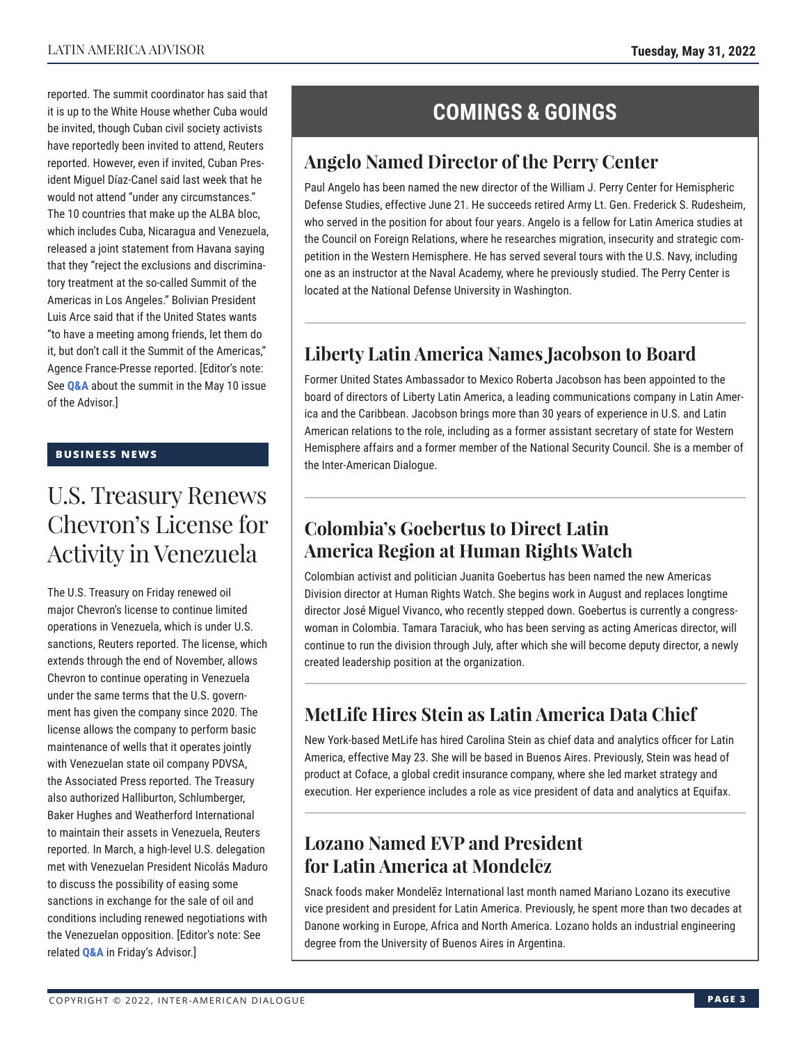reported. The summit coordinator has said that it is up to the White House whether Cuba would be invited, though Cuban civil society activists have reportedly been invited to attend, Reuters reported. However, even if invited, Cuban President Miguel Díaz-Canel said last week that he would not attend "under any circumstances." The 10 countries that make up the ALBA bloc, which includes Cuba, Nicaragua and Venezuela, released a joint statement from Havana saying that they "reject the exclusions and discriminatory treatment at the so-called Summit of the Americas in Los Angeles." Bolivian President Luis Arce said that if the United States wants "to have a meeting among friends, let them do it, but don't call it the Summit of the Americas," Agence France-Presse reported. [Editor's note: See **Q&A** about the summit in the May 10 issue of the Advisor.]

**BUSINESS NEWS**

# U.S. Treasury Renews Chevron's License for Activity in Venezuela

The U.S. Treasury on Friday renewed oil major Chevron's license to continue limited operations in Venezuela, which is under U.S. sanctions, Reuters reported. The license, which extends through the end of November, allows Chevron to continue operating in Venezuela under the same terms that the U.S. government has given the company since 2020. The license allows the company to perform basic maintenance of wells that it operates jointly with Venezuelan state oil company PDVSA, the Associated Press reported. The Treasury also authorized Halliburton, Schlumberger, Baker Hughes and Weatherford International to maintain their assets in Venezuela, Reuters reported. In March, a high-level U.S. delegation met with Venezuelan President Nicolás Maduro to discuss the possibility of easing some sanctions in exchange for the sale of oil and conditions including renewed negotiations with the Venezuelan opposition. [Editor's note: See related **Q&A** in Friday's Advisor.]

# COMINGS & GOINGS

## Angelo Named Director of the Perry Center

Paul Angelo has been named the new director of the William J. Perry Center for Hemispheric Defense Studies, effective June 21. He succeeds retired Army Lt. Gen. Frederick S. Rudesheim, who served in the position for about four years. Angelo is a fellow for Latin America studies at the Council on Foreign Relations, where he researches migration, insecurity and strategic competition in the Western Hemisphere. He has served several tours with the U.S. Navy, including one as an instructor at the Naval Academy, where he previously studied. The Perry Center is located at the National Defense University in Washington.

## Liberty Latin America Names Jacobson to Board

Former United States Ambassador to Mexico Roberta Jacobson has been appointed to the board of directors of Liberty Latin America, a leading communications company in Latin America and the Caribbean. Jacobson brings more than 30 years of experience in U.S. and Latin American relations to the role, including as a former assistant secretary of state for Western Hemisphere affairs and a former member of the National Security Council. She is a member of the Inter-American Dialogue.

## Colombia's Goebertus to Direct Latin America Region at Human Rights Watch

Colombian activist and politician Juanita Goebertus has been named the new Americas Division director at Human Rights Watch. She begins work in August and replaces longtime director José Miguel Vivanco, who recently stepped down. Goebertus is currently a congresswoman in Colombia. Tamara Taraciuk, who has been serving as acting Americas director, will continue to run the division through July, after which she will become deputy director, a newly created leadership position at the organization.

## MetLife Hires Stein as Latin America Data Chief

New York-based MetLife has hired Carolina Stein as chief data and analytics officer for Latin America, effective May 23. She will be based in Buenos Aires. Previously, Stein was head of product at Coface, a global credit insurance company, where she led market strategy and execution. Her experience includes a role as vice president of data and analytics at Equifax.

## Lozano Named EVP and President for Latin America at Mondelēz

Snack foods maker Mondelēz International last month named Mariano Lozano its executive vice president and president for Latin America. Previously, he spent more than two decades at Danone working in Europe, Africa and North America. Lozano holds an industrial engineering degree from the University of Buenos Aires in Argentina.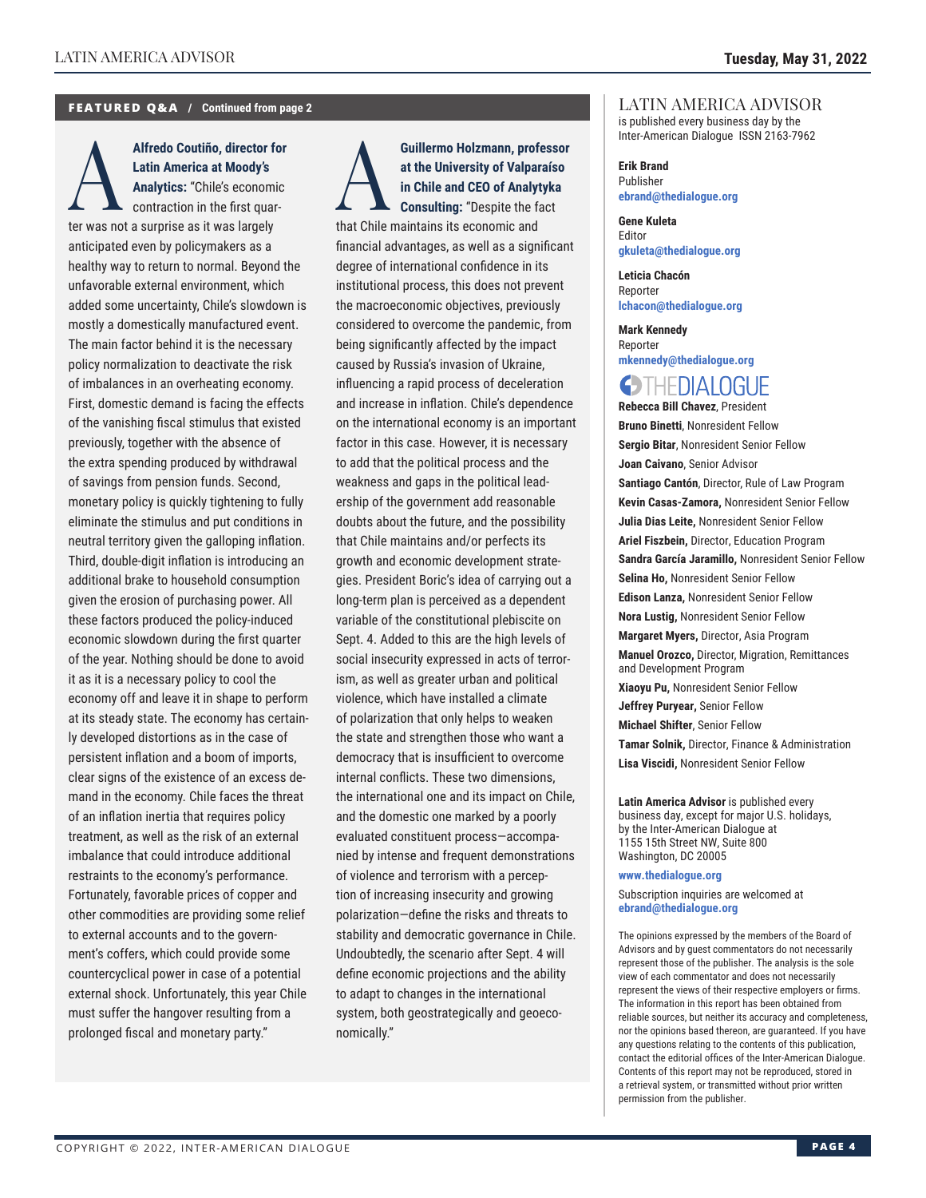**FEATURED Q&A / Continued from page 2**

**A** **Alfredo Coutiño, director for Latin America at Moody's Analytics:** "Chile's economic contraction in the first quarter was not a surprise as it was largely anticipated even by policymakers as a healthy way to return to normal. Beyond the unfavorable external environment, which added some uncertainty, Chile's slowdown is mostly a domestically manufactured event. The main factor behind it is the necessary policy normalization to deactivate the risk of imbalances in an overheating economy. First, domestic demand is facing the effects of the vanishing fiscal stimulus that existed previously, together with the absence of the extra spending produced by withdrawal of savings from pension funds. Second, monetary policy is quickly tightening to fully eliminate the stimulus and put conditions in neutral territory given the galloping inflation. Third, double-digit inflation is introducing an additional brake to household consumption given the erosion of purchasing power. All these factors produced the policy-induced economic slowdown during the first quarter of the year. Nothing should be done to avoid it as it is a necessary policy to cool the economy off and leave it in shape to perform at its steady state. The economy has certainly developed distortions as in the case of persistent inflation and a boom of imports, clear signs of the existence of an excess demand in the economy. Chile faces the threat of an inflation inertia that requires policy treatment, as well as the risk of an external imbalance that could introduce additional restraints to the economy's performance. Fortunately, favorable prices of copper and other commodities are providing some relief to external accounts and to the government's coffers, which could provide some countercyclical power in case of a potential external shock. Unfortunately, this year Chile must suffer the hangover resulting from a prolonged fiscal and monetary party."

**A** **Guillermo Holzmann, professor at the University of Valparaíso in Chile and CEO of Analytyka Consulting:** "Despite the fact that Chile maintains its economic and financial advantages, as well as a significant degree of international confidence in its institutional process, this does not prevent the macroeconomic objectives, previously considered to overcome the pandemic, from being significantly affected by the impact caused by Russia's invasion of Ukraine, influencing a rapid process of deceleration and increase in inflation. Chile's dependence on the international economy is an important factor in this case. However, it is necessary to add that the political process and the weakness and gaps in the political leadership of the government add reasonable doubts about the future, and the possibility that Chile maintains and/or perfects its growth and economic development strategies. President Boric's idea of carrying out a long-term plan is perceived as a dependent variable of the constitutional plebiscite on Sept. 4. Added to this are the high levels of social insecurity expressed in acts of terrorism, as well as greater urban and political violence, which have installed a climate of polarization that only helps to weaken the state and strengthen those who want a democracy that is insufficient to overcome internal conflicts. These two dimensions, the international one and its impact on Chile, and the domestic one marked by a poorly evaluated constituent process—accompanied by intense and frequent demonstrations of violence and terrorism with a perception of increasing insecurity and growing polarization—define the risks and threats to stability and democratic governance in Chile. Undoubtedly, the scenario after Sept. 4 will define economic projections and the ability to adapt to changes in the international system, both geostrategically and geoeconomically."

LATIN AMERICA ADVISOR
is published every business day by the Inter-American Dialogue ISSN 2163-7962

**Erik Brand**
Publisher
ebrand@thedialogue.org

**Gene Kuleta**
Editor
gkuleta@thedialogue.org

**Leticia Chacón**
Reporter
lchacon@thedialogue.org

**Mark Kennedy**
Reporter
mkennedy@thedialogue.org

THEDIALOGUE

**Rebecca Bill Chavez**, President
**Bruno Binetti**, Nonresident Fellow
**Sergio Bitar**, Nonresident Senior Fellow
**Joan Caivano**, Senior Advisor
**Santiago Cantón**, Director, Rule of Law Program
**Kevin Casas-Zamora,** Nonresident Senior Fellow
**Julia Dias Leite,** Nonresident Senior Fellow
**Ariel Fiszbein,** Director, Education Program
**Sandra García Jaramillo,** Nonresident Senior Fellow
**Selina Ho,** Nonresident Senior Fellow
**Edison Lanza,** Nonresident Senior Fellow
**Nora Lustig,** Nonresident Senior Fellow
**Margaret Myers,** Director, Asia Program
**Manuel Orozco,** Director, Migration, Remittances and Development Program
**Xiaoyu Pu,** Nonresident Senior Fellow
**Jeffrey Puryear,** Senior Fellow
**Michael Shifter**, Senior Fellow
**Tamar Solnik,** Director, Finance & Administration
**Lisa Viscidi,** Nonresident Senior Fellow

**Latin America Advisor** is published every business day, except for major U.S. holidays, by the Inter-American Dialogue at
1155 15th Street NW, Suite 800
Washington, DC 20005

www.thedialogue.org

Subscription inquiries are welcomed at
ebrand@thedialogue.org

The opinions expressed by the members of the Board of Advisors and by guest commentators do not necessarily represent those of the publisher. The analysis is the sole view of each commentator and does not necessarily represent the views of their respective employers or firms. The information in this report has been obtained from reliable sources, but neither its accuracy and completeness, nor the opinions based thereon, are guaranteed. If you have any questions relating to the contents of this publication, contact the editorial offices of the Inter-American Dialogue. Contents of this report may not be reproduced, stored in a retrieval system, or transmitted without prior written permission from the publisher.